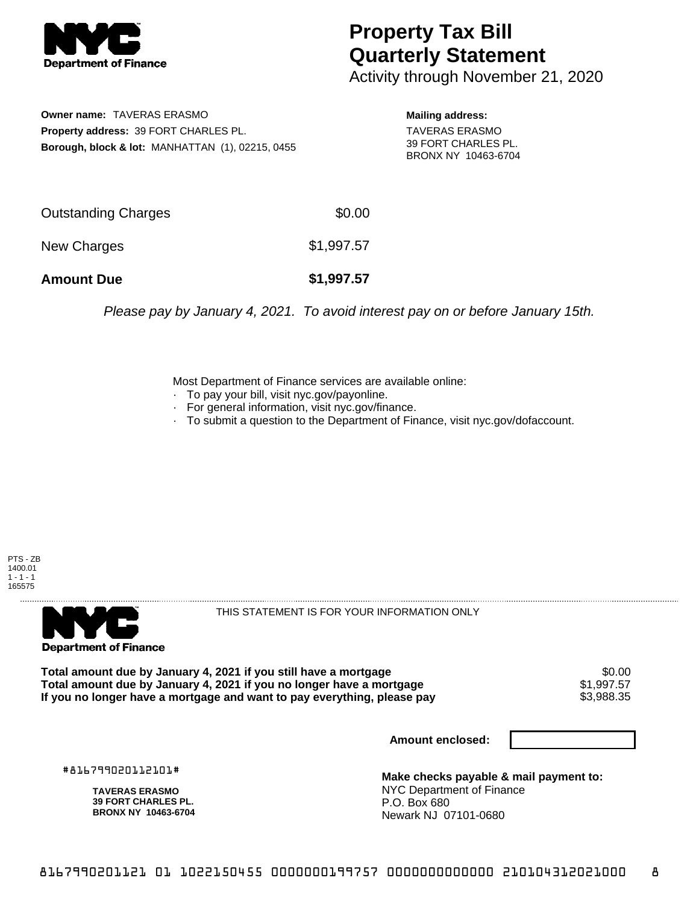**NYC Department of Finance**

# Property Tax Bill Quarterly Statement

Activity through November 21, 2020

**Owner name:** TAVERAS ERASMO
**Property address:** 39 FORT CHARLES PL.
**Borough, block & lot:** MANHATTAN (1), 02215, 0455

**Mailing address:**
TAVERAS ERASMO
39 FORT CHARLES PL.
BRONX NY 10463-6704

| | |
|---|---|
| Outstanding Charges | $0.00 |
| New Charges | $1,997.57 |
| **Amount Due** | **$1,997.57** |

*Please pay by January 4, 2021. To avoid interest pay on or before January 15th.*

Most Department of Finance services are available online:

- To pay your bill, visit nyc.gov/payonline.
- For general information, visit nyc.gov/finance.
- To submit a question to the Department of Finance, visit nyc.gov/dofaccount.

PTS - ZB
1400.01
1 - 1 - 1
165575

**NYC Department of Finance**

THIS STATEMENT IS FOR YOUR INFORMATION ONLY

| | |
|---|---|
| **Total amount due by January 4, 2021 if you still have a mortgage** | $0.00 |
| **Total amount due by January 4, 2021 if you no longer have a mortgage** | $1,997.57 |
| **If you no longer have a mortgage and want to pay everything, please pay** | $3,988.35 |

**Amount enclosed:**

#816799020112101#

**TAVERAS ERASMO**
**39 FORT CHARLES PL.**
**BRONX NY 10463-6704**

**Make checks payable & mail payment to:**
NYC Department of Finance
P.O. Box 680
Newark NJ 07101-0680

8167990201121 01 1022150455 0000000199757 0000000000000 210104312021000 8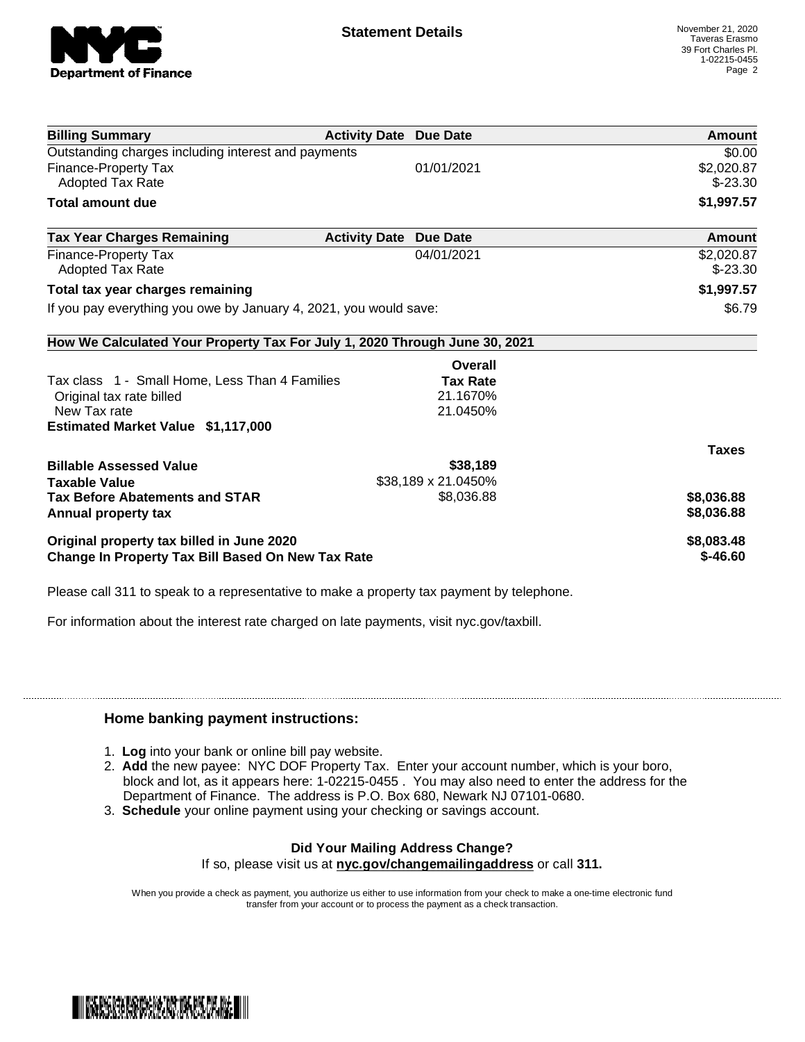**Statement Details**

November 21, 2020
Taveras Erasmo
39 Fort Charles Pl.
1-02215-0455

| Billing Summary | Activity Date | Due Date | Amount |
|---|---|---|---|
| Outstanding charges including interest and payments | | | $0.00 |
| Finance-Property Tax | | 01/01/2021 | $2,020.87 |
| Adopted Tax Rate | | | $-23.30 |
| **Total amount due** | | | **$1,997.57** |

| Tax Year Charges Remaining | Activity Date | Due Date | Amount |
|---|---|---|---|
| Finance-Property Tax | | 04/01/2021 | $2,020.87 |
| Adopted Tax Rate | | | $-23.30 |
| **Total tax year charges remaining** | | | **$1,997.57** |
| If you pay everything you owe by January 4, 2021, you would save: | | | $6.79 |

**How We Calculated Your Property Tax For July 1, 2020 Through June 30, 2021**

| | Overall Tax Rate | Taxes |
|---|---|---|
| Tax class 1 - Small Home, Less Than 4 Families | | |
| Original tax rate billed | 21.1670% | |
| New Tax rate | 21.0450% | |
| **Estimated Market Value $1,117,000** | | |
| **Billable Assessed Value** | **$38,189** | |
| **Taxable Value** | $38,189 x 21.0450% | |
| **Tax Before Abatements and STAR** | $8,036.88 | **$8,036.88** |
| **Annual property tax** | | **$8,036.88** |
| **Original property tax billed in June 2020** | | **$8,083.48** |
| **Change In Property Tax Bill Based On New Tax Rate** | | **$-46.60** |

Please call 311 to speak to a representative to make a property tax payment by telephone.

For information about the interest rate charged on late payments, visit nyc.gov/taxbill.

## Home banking payment instructions:

1. **Log** into your bank or online bill pay website.
2. **Add** the new payee: NYC DOF Property Tax. Enter your account number, which is your boro, block and lot, as it appears here: 1-02215-0455 . You may also need to enter the address for the Department of Finance. The address is P.O. Box 680, Newark NJ 07101-0680.
3. **Schedule** your online payment using your checking or savings account.

**Did Your Mailing Address Change?**

If so, please visit us at **nyc.gov/changemailingaddress** or call **311.**

When you provide a check as payment, you authorize us either to use information from your check to make a one-time electronic fund transfer from your account or to process the payment as a check transaction.